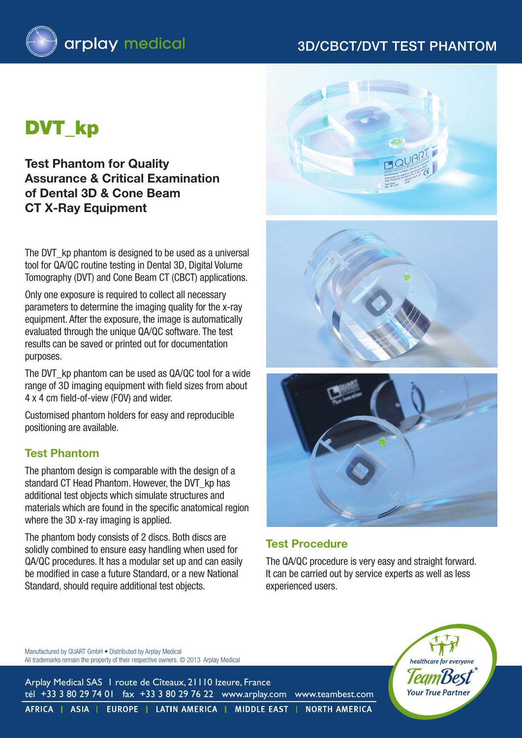arplay medical

3D/CBCT/DVT TEST PHANTOM

# DVT_kp

## Test Phantom for Quality Assurance & Critical Examination of Dental 3D & Cone Beam CT X-Ray Equipment

The DVT_kp phantom is designed to be used as a universal tool for QA/QC routine testing in Dental 3D, Digital Volume Tomography (DVT) and Cone Beam CT (CBCT) applications.

Only one exposure is required to collect all necessary parameters to determine the imaging quality for the x-ray equipment. After the exposure, the image is automatically evaluated through the unique QA/QC software. The test results can be saved or printed out for documentation purposes.

The DVT_kp phantom can be used as QA/QC tool for a wide range of 3D imaging equipment with field sizes from about 4 x 4 cm field-of-view (FOV) and wider.

Customised phantom holders for easy and reproducible positioning are available.

### Test Phantom

The phantom design is comparable with the design of a standard CT Head Phantom. However, the DVT_kp has additional test objects which simulate structures and materials which are found in the specific anatomical region where the 3D x-ray imaging is applied.

The phantom body consists of 2 discs. Both discs are solidly combined to ensure easy handling when used for QA/QC procedures. It has a modular set up and can easily be modified in case a future Standard, or a new National Standard, should require additional test objects.

### Test Procedure

The QA/QC procedure is very easy and straight forward. It can be carried out by service experts as well as less experienced users.

Manufactured by QUART GmbH • Distributed by Arplay Medical
All trademarks remain the property of their respective owners. © 2013 Arplay Medical

Arplay Medical SAS | route de Cîteaux, 21110 Izeure, France
tél +33 3 80 29 74 01 fax +33 3 80 29 76 22 www.arplay.com www.teambest.com

AFRICA | ASIA | EUROPE | LATIN AMERICA | MIDDLE EAST | NORTH AMERICA

healthcare for everyone
TeamBest®
Your True Partner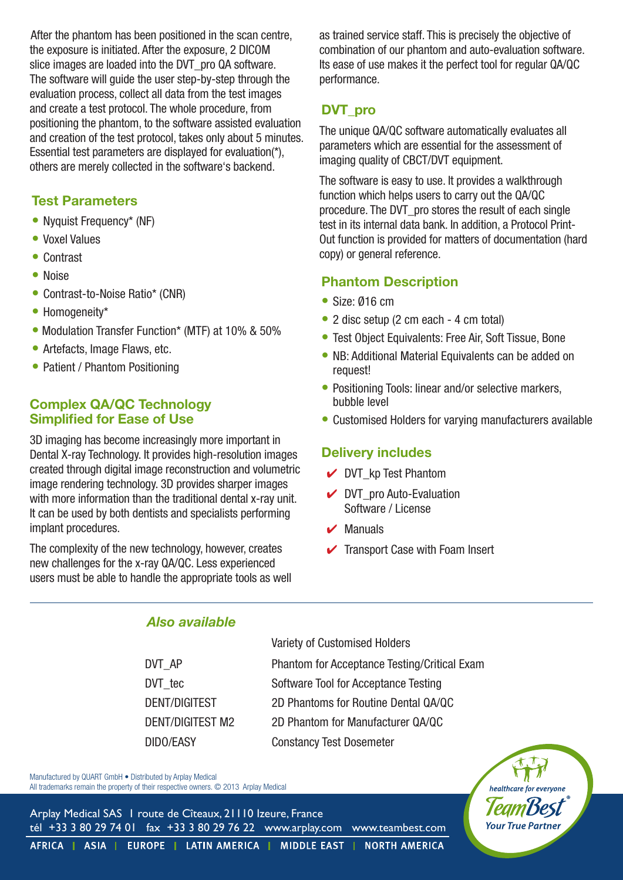After the phantom has been positioned in the scan centre, the exposure is initiated. After the exposure, 2 DICOM slice images are loaded into the DVT_pro QA software. The software will guide the user step-by-step through the evaluation process, collect all data from the test images and create a test protocol. The whole procedure, from positioning the phantom, to the software assisted evaluation and creation of the test protocol, takes only about 5 minutes. Essential test parameters are displayed for evaluation(*), others are merely collected in the software's backend.

## Test Parameters

- Nyquist Frequency* (NF)
- Voxel Values
- Contrast
- Noise
- Contrast-to-Noise Ratio* (CNR)
- Homogeneity*
- Modulation Transfer Function* (MTF) at 10% & 50%
- Artefacts, Image Flaws, etc.
- Patient / Phantom Positioning

## Complex QA/QC Technology Simplified for Ease of Use

3D imaging has become increasingly more important in Dental X-ray Technology. It provides high-resolution images created through digital image reconstruction and volumetric image rendering technology. 3D provides sharper images with more information than the traditional dental x-ray unit. It can be used by both dentists and specialists performing implant procedures.

The complexity of the new technology, however, creates new challenges for the x-ray QA/QC. Less experienced users must be able to handle the appropriate tools as well as trained service staff. This is precisely the objective of combination of our phantom and auto-evaluation software. Its ease of use makes it the perfect tool for regular QA/QC performance.

## DVT_pro

The unique QA/QC software automatically evaluates all parameters which are essential for the assessment of imaging quality of CBCT/DVT equipment.

The software is easy to use. It provides a walkthrough function which helps users to carry out the QA/QC procedure. The DVT_pro stores the result of each single test in its internal data bank. In addition, a Protocol Print-Out function is provided for matters of documentation (hard copy) or general reference.

## Phantom Description

- Size: Ø16 cm
- 2 disc setup (2 cm each - 4 cm total)
- Test Object Equivalents: Free Air, Soft Tissue, Bone
- NB: Additional Material Equivalents can be added on request!
- Positioning Tools: linear and/or selective markers, bubble level
- Customised Holders for varying manufacturers available

## Delivery includes

- ✔ DVT_kp Test Phantom
- ✔ DVT_pro Auto-Evaluation Software / License
- ✔ Manuals
- ✔ Transport Case with Foam Insert

### *Also available*

| | |
|---|---|
| | Variety of Customised Holders |
| DVT_AP | Phantom for Acceptance Testing/Critical Exam |
| DVT_tec | Software Tool for Acceptance Testing |
| DENT/DIGITEST | 2D Phantoms for Routine Dental QA/QC |
| DENT/DIGITEST M2 | 2D Phantom for Manufacturer QA/QC |
| DIDO/EASY | Constancy Test Dosemeter |

Manufactured by QUART GmbH • Distributed by Arplay Medical
All trademarks remain the property of their respective owners. © 2013 Arplay Medical

Arplay Medical SAS | route de Cîteaux, 21110 Izeure, France
tél +33 3 80 29 74 01 fax +33 3 80 29 76 22 www.arplay.com www.teambest.com

AFRICA | ASIA | EUROPE | LATIN AMERICA | MIDDLE EAST | NORTH AMERICA

healthcare for everyone
TeamBest®
Your True Partner